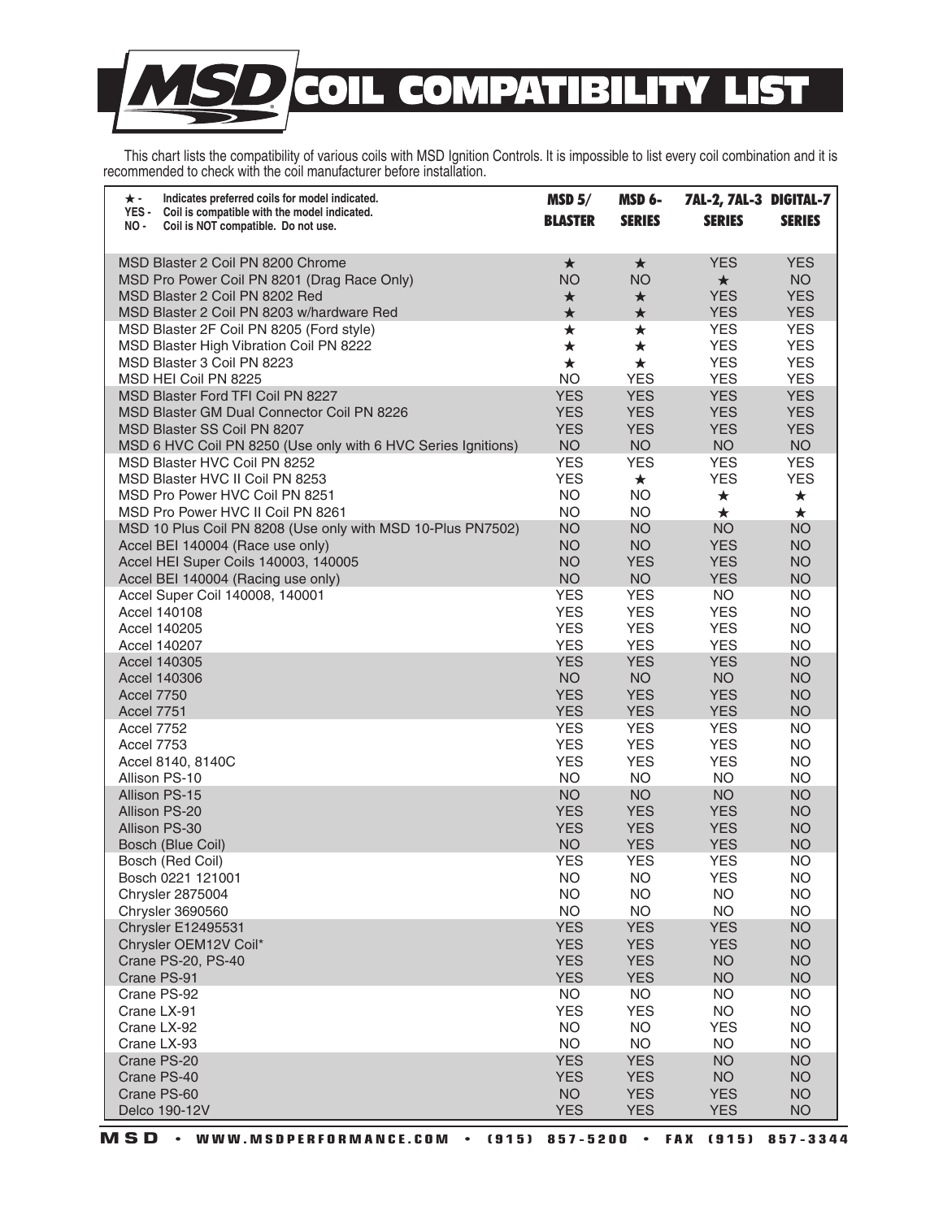# MSD COIL COMPATIBILITY LIST

This chart lists the compatibility of various coils with MSD Ignition Controls. It is impossible to list every coil combination and it is recommended to check with the coil manufacturer before installation.

★ - Indicates preferred coils for model indicated.
YES - Coil is compatible with the model indicated.
NO - Coil is NOT compatible. Do not use.

| Coil | MSD 5/ BLASTER | MSD 6- SERIES | 7AL-2, 7AL-3 SERIES | DIGITAL-7 SERIES |
|---|---|---|---|---|
| MSD Blaster 2 Coil PN 8200 Chrome | ★ | ★ | YES | YES |
| MSD Pro Power Coil PN 8201 (Drag Race Only) | NO | NO | ★ | NO |
| MSD Blaster 2 Coil PN 8202 Red | ★ | ★ | YES | YES |
| MSD Blaster 2 Coil PN 8203 w/hardware Red | ★ | ★ | YES | YES |
| MSD Blaster 2F Coil PN 8205 (Ford style) | ★ | ★ | YES | YES |
| MSD Blaster High Vibration Coil PN 8222 | ★ | ★ | YES | YES |
| MSD Blaster 3 Coil PN 8223 | ★ | ★ | YES | YES |
| MSD HEI Coil PN 8225 | NO | YES | YES | YES |
| MSD Blaster Ford TFI Coil PN 8227 | YES | YES | YES | YES |
| MSD Blaster GM Dual Connector Coil PN 8226 | YES | YES | YES | YES |
| MSD Blaster SS Coil PN 8207 | YES | YES | YES | YES |
| MSD 6 HVC Coil PN 8250 (Use only with 6 HVC Series Ignitions) | NO | NO | NO | NO |
| MSD Blaster HVC Coil PN 8252 | YES | YES | YES | YES |
| MSD Blaster HVC II Coil PN 8253 | YES | ★ | YES | YES |
| MSD Pro Power HVC Coil PN 8251 | NO | NO | ★ | ★ |
| MSD Pro Power HVC II Coil PN 8261 | NO | NO | ★ | ★ |
| MSD 10 Plus Coil PN 8208 (Use only with MSD 10-Plus PN7502) | NO | NO | NO | NO |
| Accel BEI 140004 (Race use only) | NO | NO | YES | NO |
| Accel HEI Super Coils 140003, 140005 | NO | YES | YES | NO |
| Accel BEI 140004 (Racing use only) | NO | NO | YES | NO |
| Accel Super Coil 140008, 140001 | YES | YES | NO | NO |
| Accel 140108 | YES | YES | YES | NO |
| Accel 140205 | YES | YES | YES | NO |
| Accel 140207 | YES | YES | YES | NO |
| Accel 140305 | YES | YES | YES | NO |
| Accel 140306 | NO | NO | NO | NO |
| Accel 7750 | YES | YES | YES | NO |
| Accel 7751 | YES | YES | YES | NO |
| Accel 7752 | YES | YES | YES | NO |
| Accel 7753 | YES | YES | YES | NO |
| Accel 8140, 8140C | YES | YES | YES | NO |
| Allison PS-10 | NO | NO | NO | NO |
| Allison PS-15 | NO | NO | NO | NO |
| Allison PS-20 | YES | YES | YES | NO |
| Allison PS-30 | YES | YES | YES | NO |
| Bosch (Blue Coil) | NO | YES | YES | NO |
| Bosch (Red Coil) | YES | YES | YES | NO |
| Bosch 0221 121001 | NO | NO | YES | NO |
| Chrysler 2875004 | NO | NO | NO | NO |
| Chrysler 3690560 | NO | NO | NO | NO |
| Chrysler E12495531 | YES | YES | YES | NO |
| Chrysler OEM12V Coil* | YES | YES | YES | NO |
| Crane PS-20, PS-40 | YES | YES | NO | NO |
| Crane PS-91 | YES | YES | NO | NO |
| Crane PS-92 | NO | NO | NO | NO |
| Crane LX-91 | YES | YES | NO | NO |
| Crane LX-92 | NO | NO | YES | NO |
| Crane LX-93 | NO | NO | NO | NO |
| Crane PS-20 | YES | YES | NO | NO |
| Crane PS-40 | YES | YES | NO | NO |
| Crane PS-60 | NO | YES | YES | NO |
| Delco 190-12V | YES | YES | YES | NO |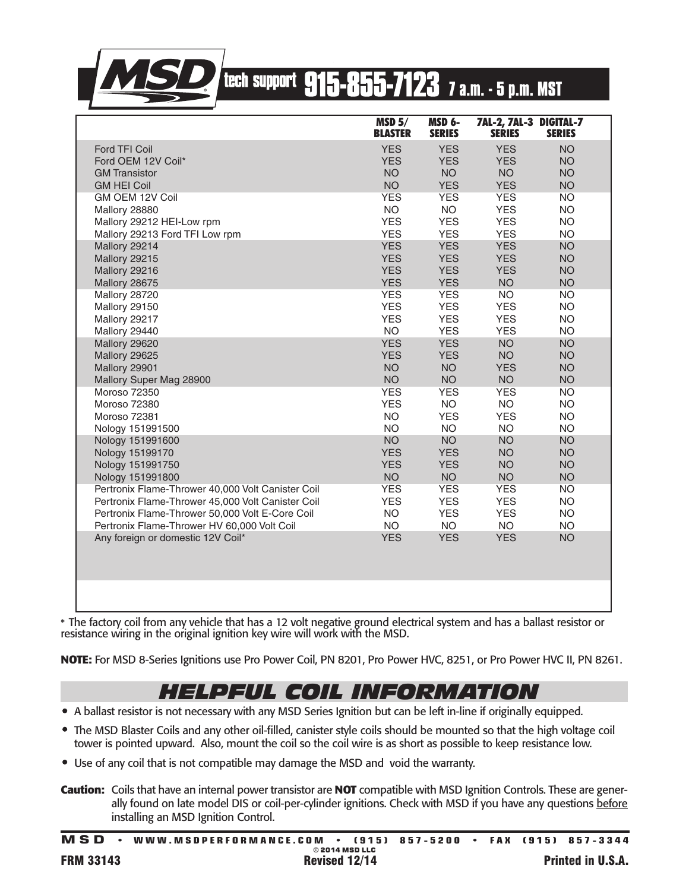# MSD tech support 915-855-7123 7 a.m. - 5 p.m. MST

| | MSD 5/ BLASTER | MSD 6- SERIES | 7AL-2, 7AL-3 SERIES | DIGITAL-7 SERIES |
|---|---|---|---|---|
| Ford TFI Coil | YES | YES | YES | NO |
| Ford OEM 12V Coil* | YES | YES | YES | NO |
| GM Transistor | NO | NO | NO | NO |
| GM HEI Coil | NO | YES | YES | NO |
| GM OEM 12V Coil | YES | YES | YES | NO |
| Mallory 28880 | NO | NO | YES | NO |
| Mallory 29212 HEI-Low rpm | YES | YES | YES | NO |
| Mallory 29213 Ford TFI Low rpm | YES | YES | YES | NO |
| Mallory 29214 | YES | YES | YES | NO |
| Mallory 29215 | YES | YES | YES | NO |
| Mallory 29216 | YES | YES | YES | NO |
| Mallory 28675 | YES | YES | NO | NO |
| Mallory 28720 | YES | YES | NO | NO |
| Mallory 29150 | YES | YES | YES | NO |
| Mallory 29217 | YES | YES | YES | NO |
| Mallory 29440 | NO | YES | YES | NO |
| Mallory 29620 | YES | YES | NO | NO |
| Mallory 29625 | YES | YES | NO | NO |
| Mallory 29901 | NO | NO | YES | NO |
| Mallory Super Mag 28900 | NO | NO | NO | NO |
| Moroso 72350 | YES | YES | YES | NO |
| Moroso 72380 | YES | NO | NO | NO |
| Moroso 72381 | NO | YES | YES | NO |
| Nology 151991500 | NO | NO | NO | NO |
| Nology 151991600 | NO | NO | NO | NO |
| Nology 15199170 | YES | YES | NO | NO |
| Nology 151991750 | YES | YES | NO | NO |
| Nology 151991800 | NO | NO | NO | NO |
| Pertronix Flame-Thrower 40,000 Volt Canister Coil | YES | YES | YES | NO |
| Pertronix Flame-Thrower 45,000 Volt Canister Coil | YES | YES | YES | NO |
| Pertronix Flame-Thrower 50,000 Volt E-Core Coil | NO | YES | YES | NO |
| Pertronix Flame-Thrower HV 60,000 Volt Coil | NO | NO | NO | NO |
| Any foreign or domestic 12V Coil* | YES | YES | YES | NO |

* The factory coil from any vehicle that has a 12 volt negative ground electrical system and has a ballast resistor or resistance wiring in the original ignition key wire will work with the MSD.

**NOTE:** For MSD 8-Series Ignitions use Pro Power Coil, PN 8201, Pro Power HVC, 8251, or Pro Power HVC II, PN 8261.

## HELPFUL COIL INFORMATION

- A ballast resistor is not necessary with any MSD Series Ignition but can be left in-line if originally equipped.
- The MSD Blaster Coils and any other oil-filled, canister style coils should be mounted so that the high voltage coil tower is pointed upward. Also, mount the coil so the coil wire is as short as possible to keep resistance low.
- Use of any coil that is not compatible may damage the MSD and void the warranty.

**Caution:** Coils that have an internal power transistor are **NOT** compatible with MSD Ignition Controls. These are generally found on late model DIS or coil-per-cylinder ignitions. Check with MSD if you have any questions before installing an MSD Ignition Control.

MSD • WWW.MSDPERFORMANCE.COM • (915) 857-5200 • FAX (915) 857-3344

© 2014 MSD LLC

FRM 33143 Revised 12/14 Printed in U.S.A.